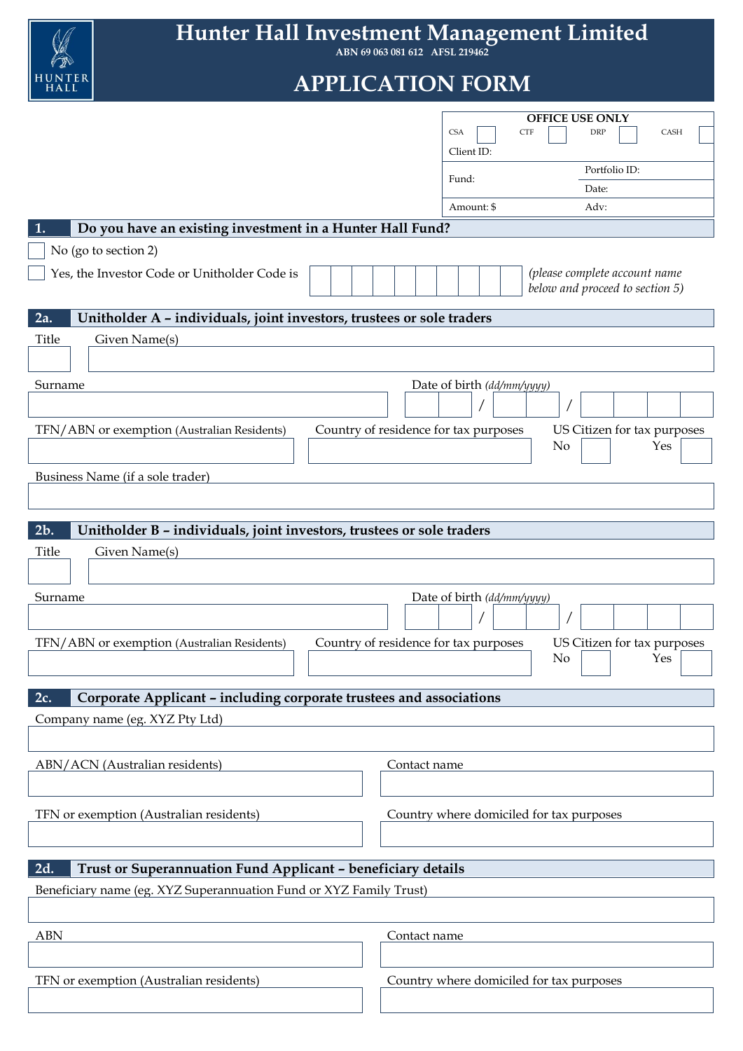# Hunter Hall Investment Management Limited

ABN 69 063 081 612 AFSL 219462

# APPLICATION FORM

| OFFICE USE ONLY | | | |
|---|---|---|---|
| CSA ☐ | CTF ☐ | DRP ☐ | CASH ☐ |
| Client ID: | | | |
| Fund: | | Portfolio ID: | |
| | | Date: | |
| Amount: $ | | Adv: | |

## 1. Do you have an existing investment in a Hunter Hall Fund?

☐ No (go to section 2)

☐ Yes, the Investor Code or Unitholder Code is ☐☐☐☐☐☐☐☐☐☐ *(please complete account name below and proceed to section 5)*

## 2a. Unitholder A – individuals, joint investors, trustees or sole traders

Title

Given Name(s)

Surname

Date of birth *(dd/mm/yyyy)* __ __ / __ __ / __ __ __ __

TFN/ABN or exemption (Australian Residents)

Country of residence for tax purposes

US Citizen for tax purposes No ☐ Yes ☐

Business Name (if a sole trader)

## 2b. Unitholder B – individuals, joint investors, trustees or sole traders

Title

Given Name(s)

Surname

Date of birth *(dd/mm/yyyy)* __ __ / __ __ / __ __ __ __

TFN/ABN or exemption (Australian Residents)

Country of residence for tax purposes

US Citizen for tax purposes No ☐ Yes ☐

## 2c. Corporate Applicant – including corporate trustees and associations

Company name (eg. XYZ Pty Ltd)

ABN/ACN (Australian residents)

Contact name

TFN or exemption (Australian residents)

Country where domiciled for tax purposes

## 2d. Trust or Superannuation Fund Applicant – beneficiary details

Beneficiary name (eg. XYZ Superannuation Fund or XYZ Family Trust)

ABN

Contact name

TFN or exemption (Australian residents)

Country where domiciled for tax purposes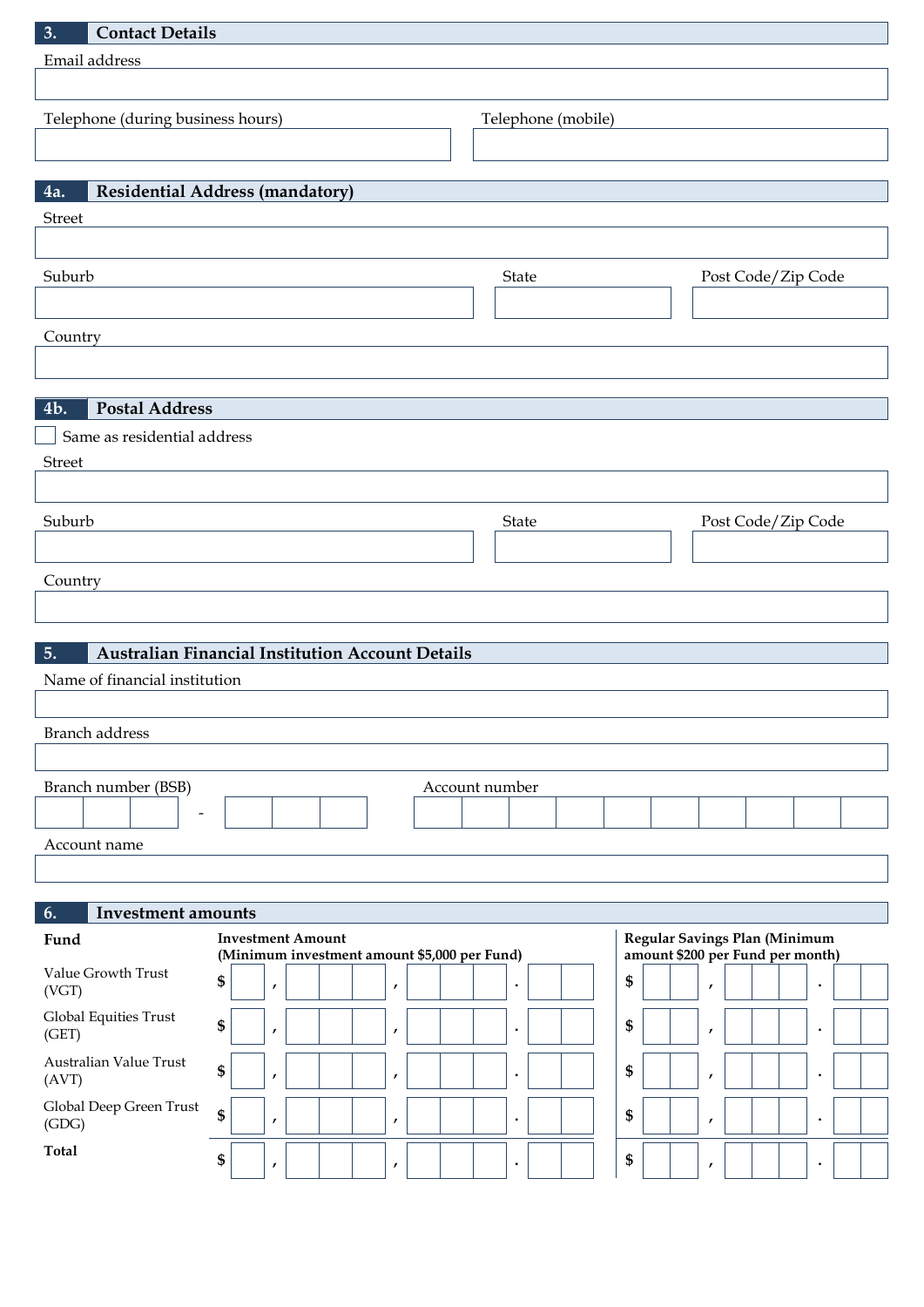## 3. Contact Details

Email address

Telephone (during business hours)

Telephone (mobile)

## 4a. Residential Address (mandatory)

Street

Suburb

State

Post Code/Zip Code

Country

## 4b. Postal Address

☐ Same as residential address

Street

Suburb

State

Post Code/Zip Code

Country

## 5. Australian Financial Institution Account Details

Name of financial institution

Branch address

Branch number (BSB) ___ - ___

Account number

Account name

## 6. Investment amounts

| Fund | Investment Amount (Minimum investment amount $5,000 per Fund) | Regular Savings Plan (Minimum amount $200 per Fund per month) |
|---|---|---|
| Value Growth Trust (VGT) | $ , , . | $ , . |
| Global Equities Trust (GET) | $ , , . | $ , . |
| Australian Value Trust (AVT) | $ , , . | $ , . |
| Global Deep Green Trust (GDG) | $ , , . | $ , . |
| **Total** | $ , , . | $ , . |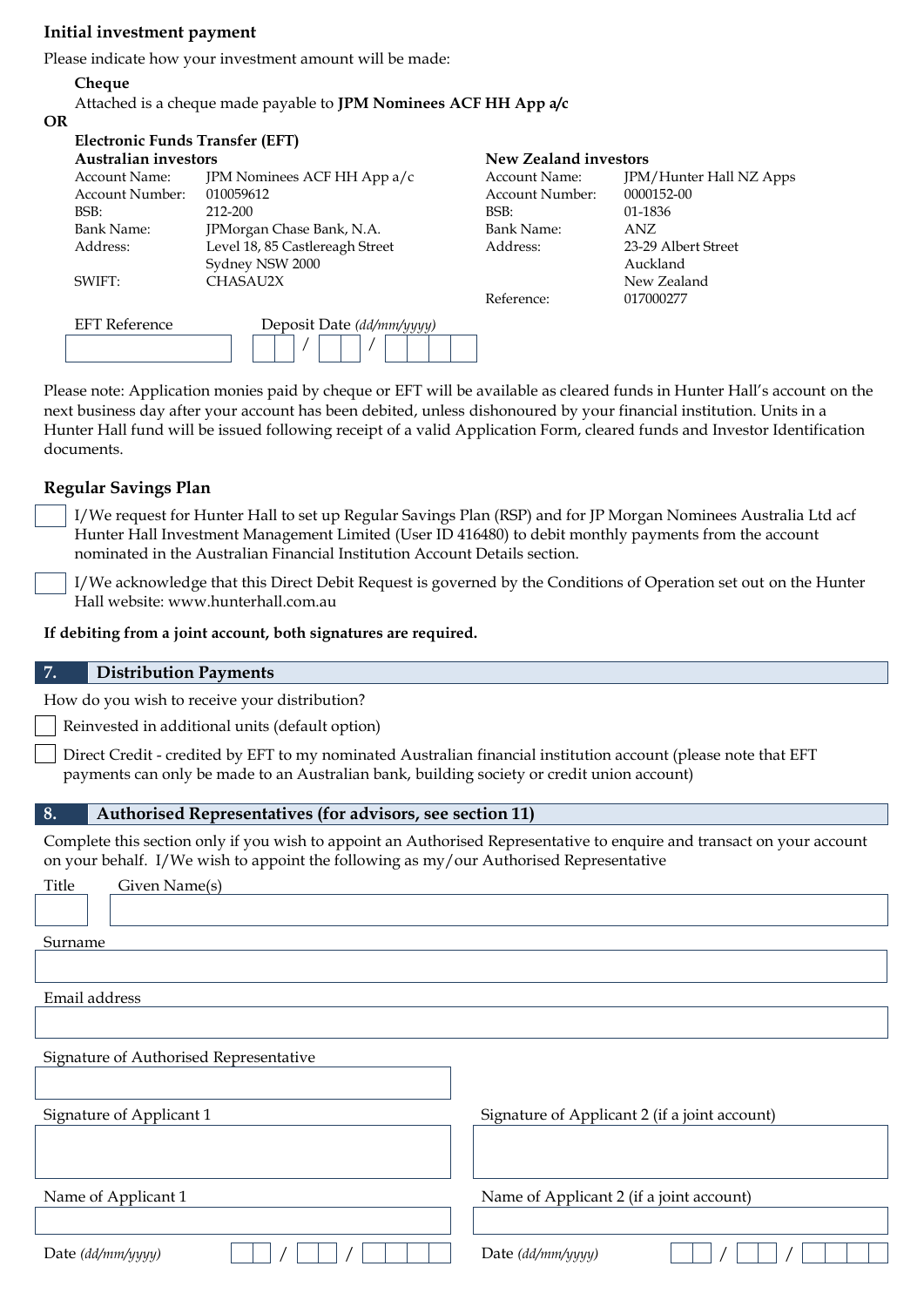### Initial investment payment

Please indicate how your investment amount will be made:

**Cheque**

Attached is a cheque made payable to **JPM Nominees ACF HH App a/c**

**OR**

**Electronic Funds Transfer (EFT)**

**Australian investors**

| | |
|---|---|
| Account Name: | JPM Nominees ACF HH App a/c |
| Account Number: | 010059612 |
| BSB: | 212-200 |
| Bank Name: | JPMorgan Chase Bank, N.A. |
| Address: | Level 18, 85 Castlereagh Street Sydney NSW 2000 |
| SWIFT: | CHASAU2X |

**New Zealand investors**

| | |
|---|---|
| Account Name: | JPM/Hunter Hall NZ Apps |
| Account Number: | 0000152-00 |
| BSB: | 01-1836 |
| Bank Name: | ANZ |
| Address: | 23-29 Albert Street Auckland New Zealand |
| Reference: | 017000277 |

EFT Reference ____________ Deposit Date *(dd/mm/yyyy)* __ __ / __ __ / __ __ __ __

Please note: Application monies paid by cheque or EFT will be available as cleared funds in Hunter Hall's account on the next business day after your account has been debited, unless dishonoured by your financial institution. Units in a Hunter Hall fund will be issued following receipt of a valid Application Form, cleared funds and Investor Identification documents.

### Regular Savings Plan

☐ I/We request for Hunter Hall to set up Regular Savings Plan (RSP) and for JP Morgan Nominees Australia Ltd acf Hunter Hall Investment Management Limited (User ID 416480) to debit monthly payments from the account nominated in the Australian Financial Institution Account Details section.

☐ I/We acknowledge that this Direct Debit Request is governed by the Conditions of Operation set out on the Hunter Hall website: www.hunterhall.com.au

**If debiting from a joint account, both signatures are required.**

## 7. Distribution Payments

How do you wish to receive your distribution?

☐ Reinvested in additional units (default option)

☐ Direct Credit - credited by EFT to my nominated Australian financial institution account (please note that EFT payments can only be made to an Australian bank, building society or credit union account)

## 8. Authorised Representatives (for advisors, see section 11)

Complete this section only if you wish to appoint an Authorised Representative to enquire and transact on your account on your behalf. I/We wish to appoint the following as my/our Authorised Representative

Title ______ Given Name(s) ____________________

Surname ____________________

Email address ____________________

Signature of Authorised Representative ____________________

Signature of Applicant 1 ____________________

Signature of Applicant 2 (if a joint account) ____________________

Name of Applicant 1 ____________________

Name of Applicant 2 (if a joint account) ____________________

Date *(dd/mm/yyyy)* __ __ / __ __ / __ __ __ __

Date *(dd/mm/yyyy)* __ __ / __ __ / __ __ __ __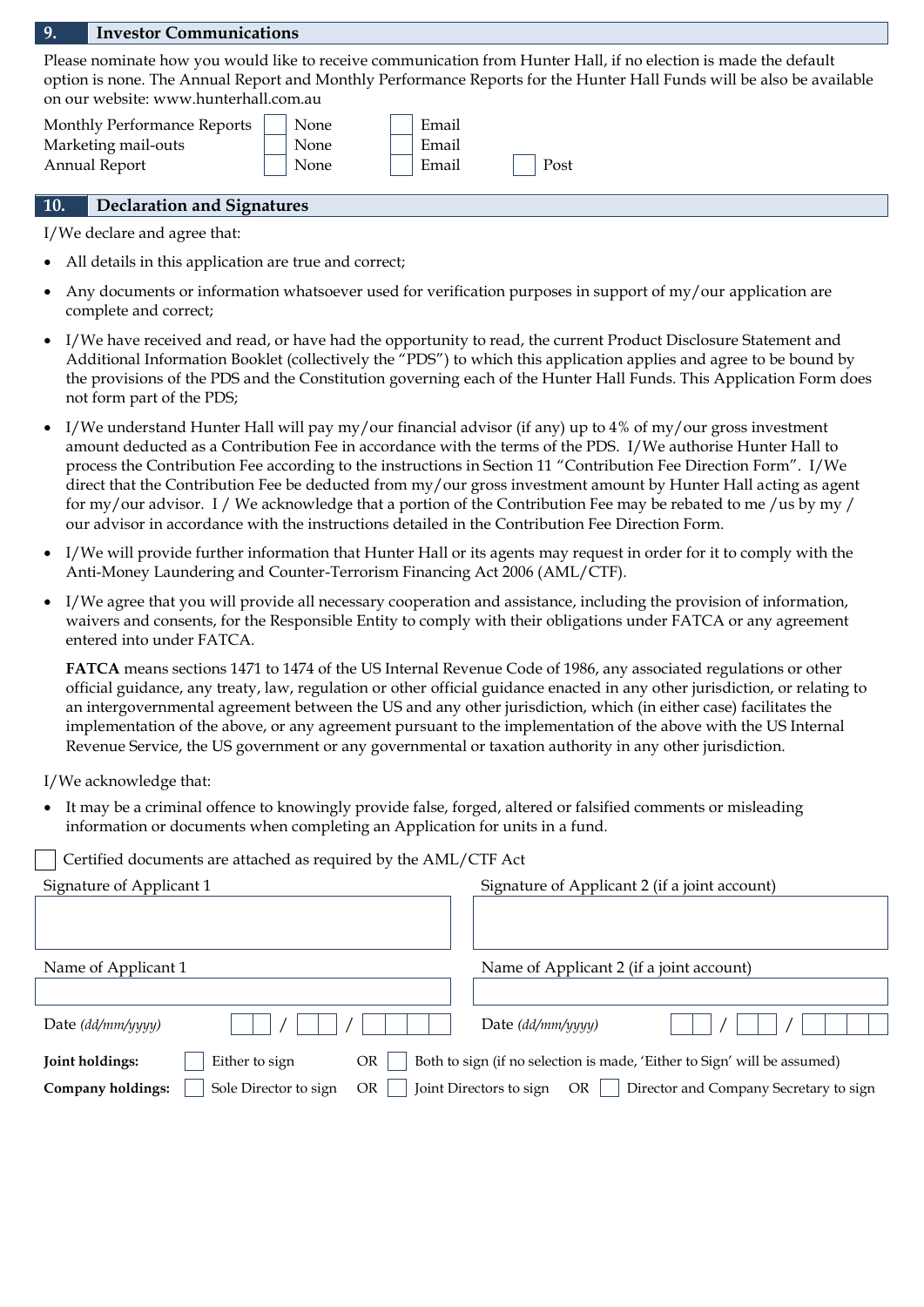## 9. Investor Communications

Please nominate how you would like to receive communication from Hunter Hall, if no election is made the default option is none. The Annual Report and Monthly Performance Reports for the Hunter Hall Funds will be also be available on our website: www.hunterhall.com.au

| | | | |
|---|---|---|---|
| Monthly Performance Reports | ☐ None | ☐ Email | |
| Marketing mail-outs | ☐ None | ☐ Email | |
| Annual Report | ☐ None | ☐ Email | ☐ Post |

## 10. Declaration and Signatures

I/We declare and agree that:

- All details in this application are true and correct;
- Any documents or information whatsoever used for verification purposes in support of my/our application are complete and correct;
- I/We have received and read, or have had the opportunity to read, the current Product Disclosure Statement and Additional Information Booklet (collectively the "PDS") to which this application applies and agree to be bound by the provisions of the PDS and the Constitution governing each of the Hunter Hall Funds. This Application Form does not form part of the PDS;
- I/We understand Hunter Hall will pay my/our financial advisor (if any) up to 4% of my/our gross investment amount deducted as a Contribution Fee in accordance with the terms of the PDS. I/We authorise Hunter Hall to process the Contribution Fee according to the instructions in Section 11 "Contribution Fee Direction Form". I/We direct that the Contribution Fee be deducted from my/our gross investment amount by Hunter Hall acting as agent for my/our advisor. I / We acknowledge that a portion of the Contribution Fee may be rebated to me /us by my / our advisor in accordance with the instructions detailed in the Contribution Fee Direction Form.
- I/We will provide further information that Hunter Hall or its agents may request in order for it to comply with the Anti-Money Laundering and Counter-Terrorism Financing Act 2006 (AML/CTF).
- I/We agree that you will provide all necessary cooperation and assistance, including the provision of information, waivers and consents, for the Responsible Entity to comply with their obligations under FATCA or any agreement entered into under FATCA.

  **FATCA** means sections 1471 to 1474 of the US Internal Revenue Code of 1986, any associated regulations or other official guidance, any treaty, law, regulation or other official guidance enacted in any other jurisdiction, or relating to an intergovernmental agreement between the US and any other jurisdiction, which (in either case) facilitates the implementation of the above, or any agreement pursuant to the implementation of the above with the US Internal Revenue Service, the US government or any governmental or taxation authority in any other jurisdiction.

I/We acknowledge that:

- It may be a criminal offence to knowingly provide false, forged, altered or falsified comments or misleading information or documents when completing an Application for units in a fund.

☐ Certified documents are attached as required by the AML/CTF Act

| Signature of Applicant 1 | Signature of Applicant 2 (if a joint account) |
|---|---|
| | |
| **Name of Applicant 1** | **Name of Applicant 2 (if a joint account)** |
| | |
| Date *(dd/mm/yyyy)* \_\_ / \_\_ / \_\_\_\_ | Date *(dd/mm/yyyy)* \_\_ / \_\_ / \_\_\_\_ |

**Joint holdings:** ☐ Either to sign OR ☐ Both to sign (if no selection is made, 'Either to Sign' will be assumed)

**Company holdings:** ☐ Sole Director to sign OR ☐ Joint Directors to sign OR ☐ Director and Company Secretary to sign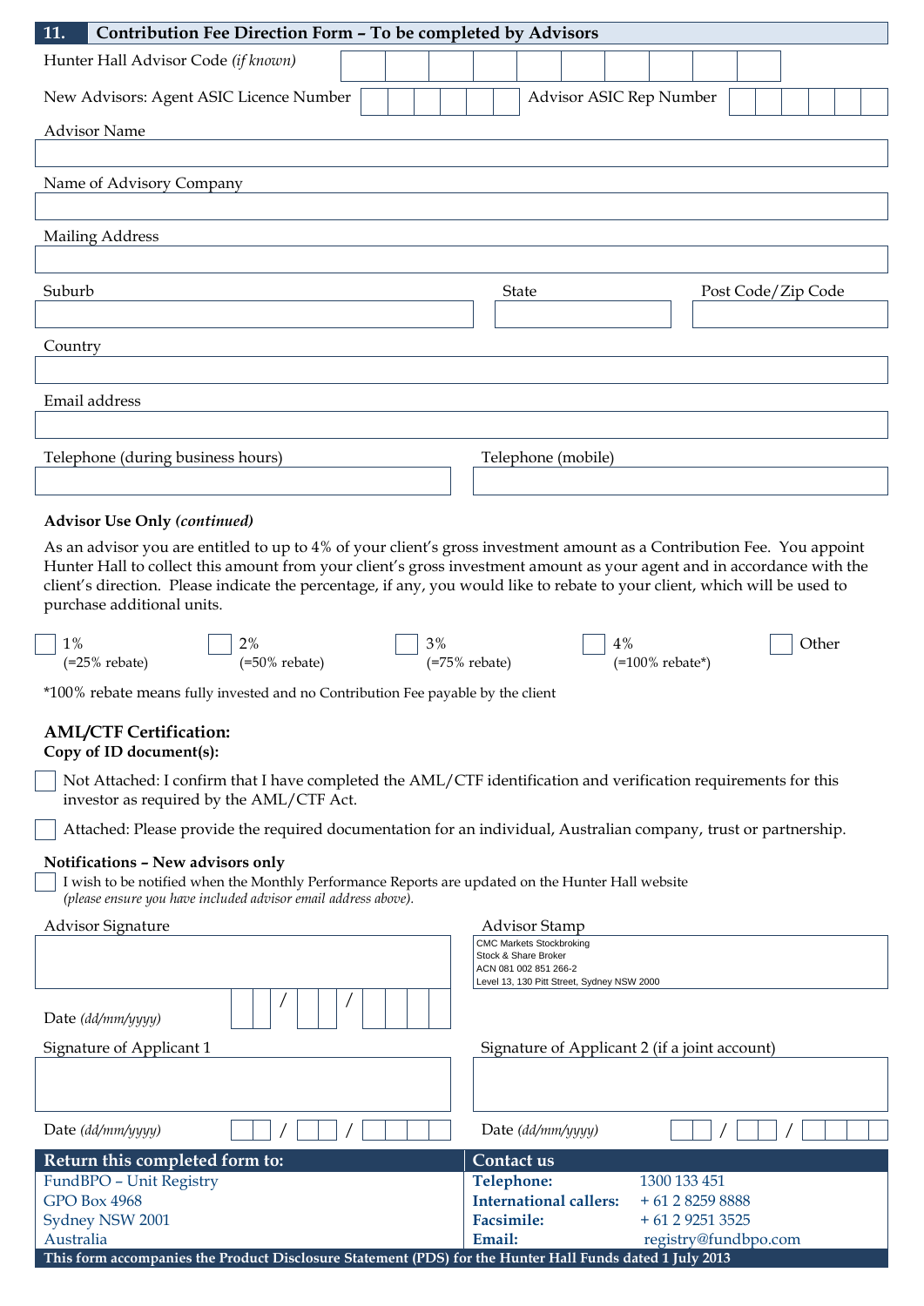## 11. Contribution Fee Direction Form – To be completed by Advisors

Hunter Hall Advisor Code *(if known)*

New Advisors: Agent ASIC Licence Number

Advisor ASIC Rep Number

Advisor Name

Name of Advisory Company

Mailing Address

Suburb

State

Post Code/Zip Code

Country

Email address

Telephone (during business hours)

Telephone (mobile)

**Advisor Use Only *(continued)***

As an advisor you are entitled to up to 4% of your client's gross investment amount as a Contribution Fee. You appoint Hunter Hall to collect this amount from your client's gross investment amount as your agent and in accordance with the client's direction. Please indicate the percentage, if any, you would like to rebate to your client, which will be used to purchase additional units.

- ☐ 1% (=25% rebate)
- ☐ 2% (=50% rebate)
- ☐ 3% (=75% rebate)
- ☐ 4% (=100% rebate*)
- ☐ Other

*100% rebate means fully invested and no Contribution Fee payable by the client

### AML/CTF Certification:

**Copy of ID document(s):**

☐ Not Attached: I confirm that I have completed the AML/CTF identification and verification requirements for this investor as required by the AML/CTF Act.

☐ Attached: Please provide the required documentation for an individual, Australian company, trust or partnership.

**Notifications – New advisors only**

☐ I wish to be notified when the Monthly Performance Reports are updated on the Hunter Hall website
*(please ensure you have included advisor email address above).*

Advisor Signature

Date *(dd/mm/yyyy)* / /

Advisor Stamp

CMC Markets Stockbroking
Stock & Share Broker
ACN 081 002 851 266-2
Level 13, 130 Pitt Street, Sydney NSW 2000

Signature of Applicant 1

Date *(dd/mm/yyyy)* / /

Signature of Applicant 2 (if a joint account)

Date *(dd/mm/yyyy)* / /

**Return this completed form to:**

FundBPO – Unit Registry
GPO Box 4968
Sydney NSW 2001
Australia

**Contact us**

| | |
|---|---|
| **Telephone:** | 1300 133 451 |
| **International callers:** | + 61 2 8259 8888 |
| **Facsimile:** | + 61 2 9251 3525 |
| **Email:** | registry@fundbpo.com |

**This form accompanies the Product Disclosure Statement (PDS) for the Hunter Hall Funds dated 1 July 2013**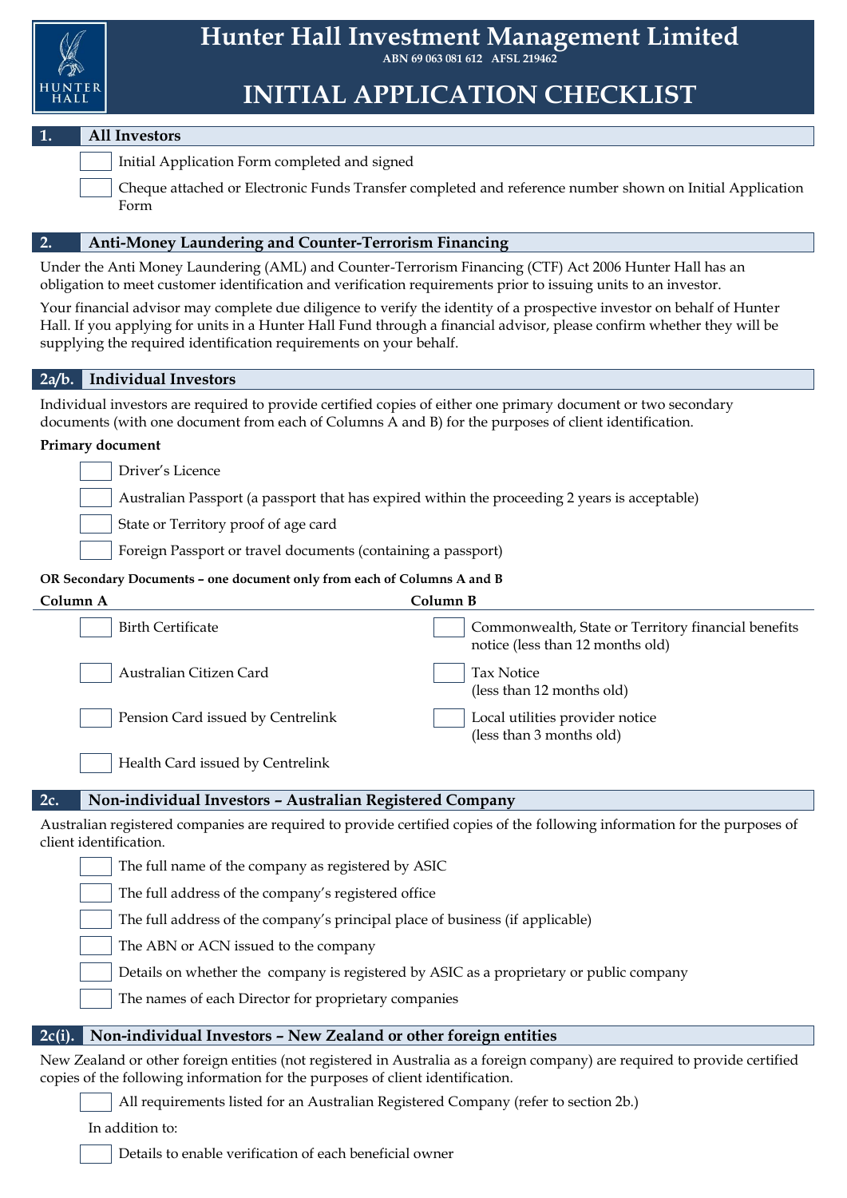# Hunter Hall Investment Management Limited

ABN 69 063 081 612 AFSL 219462

# INITIAL APPLICATION CHECKLIST

## 1. All Investors

- ☐ Initial Application Form completed and signed
- ☐ Cheque attached or Electronic Funds Transfer completed and reference number shown on Initial Application Form

## 2. Anti-Money Laundering and Counter-Terrorism Financing

Under the Anti Money Laundering (AML) and Counter-Terrorism Financing (CTF) Act 2006 Hunter Hall has an obligation to meet customer identification and verification requirements prior to issuing units to an investor.

Your financial advisor may complete due diligence to verify the identity of a prospective investor on behalf of Hunter Hall. If you applying for units in a Hunter Hall Fund through a financial advisor, please confirm whether they will be supplying the required identification requirements on your behalf.

## 2a/b. Individual Investors

Individual investors are required to provide certified copies of either one primary document or two secondary documents (with one document from each of Columns A and B) for the purposes of client identification.

**Primary document**

- ☐ Driver's Licence
- ☐ Australian Passport (a passport that has expired within the proceeding 2 years is acceptable)
- ☐ State or Territory proof of age card
- ☐ Foreign Passport or travel documents (containing a passport)

**OR Secondary Documents – one document only from each of Columns A and B**

| Column A | Column B |
|---|---|
| ☐ Birth Certificate | ☐ Commonwealth, State or Territory financial benefits notice (less than 12 months old) |
| ☐ Australian Citizen Card | ☐ Tax Notice (less than 12 months old) |
| ☐ Pension Card issued by Centrelink | ☐ Local utilities provider notice (less than 3 months old) |
| ☐ Health Card issued by Centrelink | |

## 2c. Non-individual Investors – Australian Registered Company

Australian registered companies are required to provide certified copies of the following information for the purposes of client identification.

- ☐ The full name of the company as registered by ASIC
- ☐ The full address of the company's registered office
- ☐ The full address of the company's principal place of business (if applicable)
- ☐ The ABN or ACN issued to the company
- ☐ Details on whether the company is registered by ASIC as a proprietary or public company
- ☐ The names of each Director for proprietary companies

## 2c(i). Non-individual Investors – New Zealand or other foreign entities

New Zealand or other foreign entities (not registered in Australia as a foreign company) are required to provide certified copies of the following information for the purposes of client identification.

- ☐ All requirements listed for an Australian Registered Company (refer to section 2b.)

In addition to:

- ☐ Details to enable verification of each beneficial owner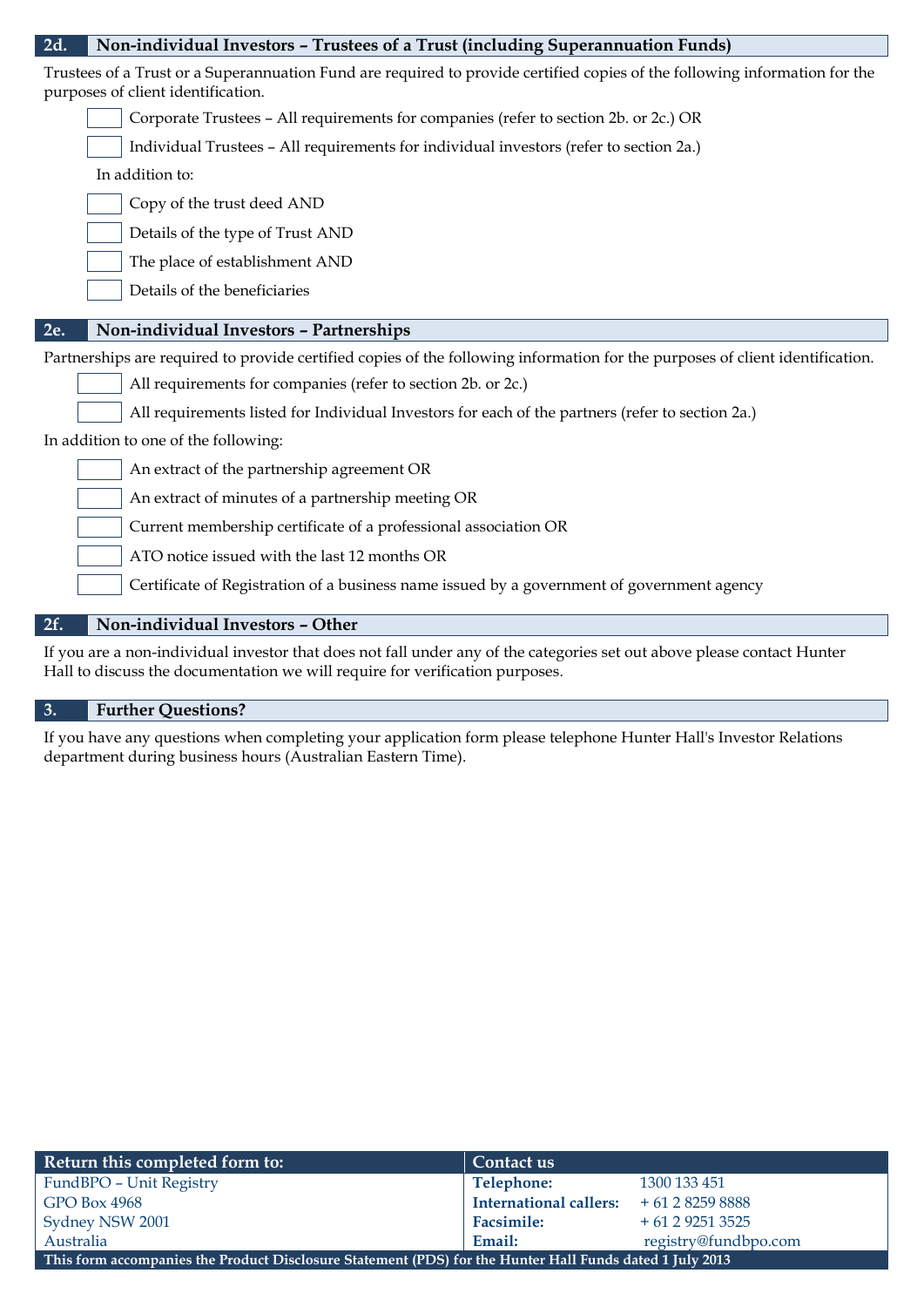## 2d. Non-individual Investors – Trustees of a Trust (including Superannuation Funds)

Trustees of a Trust or a Superannuation Fund are required to provide certified copies of the following information for the purposes of client identification.

- [ ] Corporate Trustees – All requirements for companies (refer to section 2b. or 2c.) OR
- [ ] Individual Trustees – All requirements for individual investors (refer to section 2a.)

In addition to:

- [ ] Copy of the trust deed AND
- [ ] Details of the type of Trust AND
- [ ] The place of establishment AND
- [ ] Details of the beneficiaries

## 2e. Non-individual Investors – Partnerships

Partnerships are required to provide certified copies of the following information for the purposes of client identification.

- [ ] All requirements for companies (refer to section 2b. or 2c.)
- [ ] All requirements listed for Individual Investors for each of the partners (refer to section 2a.)

In addition to one of the following:

- [ ] An extract of the partnership agreement OR
- [ ] An extract of minutes of a partnership meeting OR
- [ ] Current membership certificate of a professional association OR
- [ ] ATO notice issued with the last 12 months OR
- [ ] Certificate of Registration of a business name issued by a government of government agency

## 2f. Non-individual Investors – Other

If you are a non-individual investor that does not fall under any of the categories set out above please contact Hunter Hall to discuss the documentation we will require for verification purposes.

## 3. Further Questions?

If you have any questions when completing your application form please telephone Hunter Hall's Investor Relations department during business hours (Australian Eastern Time).

| Return this completed form to: | Contact us | |
|---|---|---|
| FundBPO – Unit Registry | **Telephone:** | 1300 133 451 |
| GPO Box 4968 | **International callers:** | + 61 2 8259 8888 |
| Sydney NSW 2001 | **Facsimile:** | + 61 2 9251 3525 |
| Australia | **Email:** | registry@fundbpo.com |

**This form accompanies the Product Disclosure Statement (PDS) for the Hunter Hall Funds dated 1 July 2013**